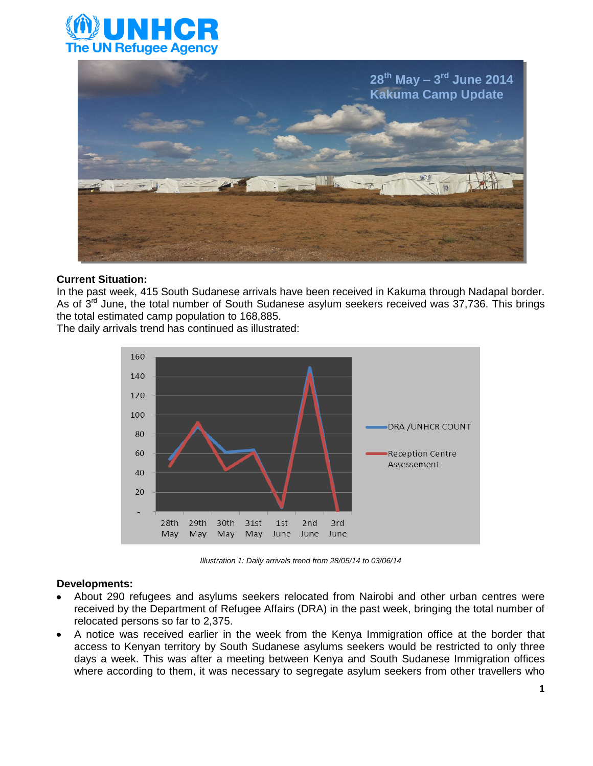# 28th May – 3rd June 2014 Kakuma Camp Update

**Current Situation:**

In the past week, 415 South Sudanese arrivals have been received in Kakuma through Nadapal border. As of 3rd June, the total number of South Sudanese asylum seekers received was 37,736. This brings the total estimated camp population to 168,885.

The daily arrivals trend has continued as illustrated:

*Illustration 1: Daily arrivals trend from 28/05/14 to 03/06/14*

**Developments:**

- About 290 refugees and asylums seekers relocated from Nairobi and other urban centres were received by the Department of Refugee Affairs (DRA) in the past week, bringing the total number of relocated persons so far to 2,375.
- A notice was received earlier in the week from the Kenya Immigration office at the border that access to Kenyan territory by South Sudanese asylums seekers would be restricted to only three days a week. This was after a meeting between Kenya and South Sudanese Immigration offices where according to them, it was necessary to segregate asylum seekers from other travellers who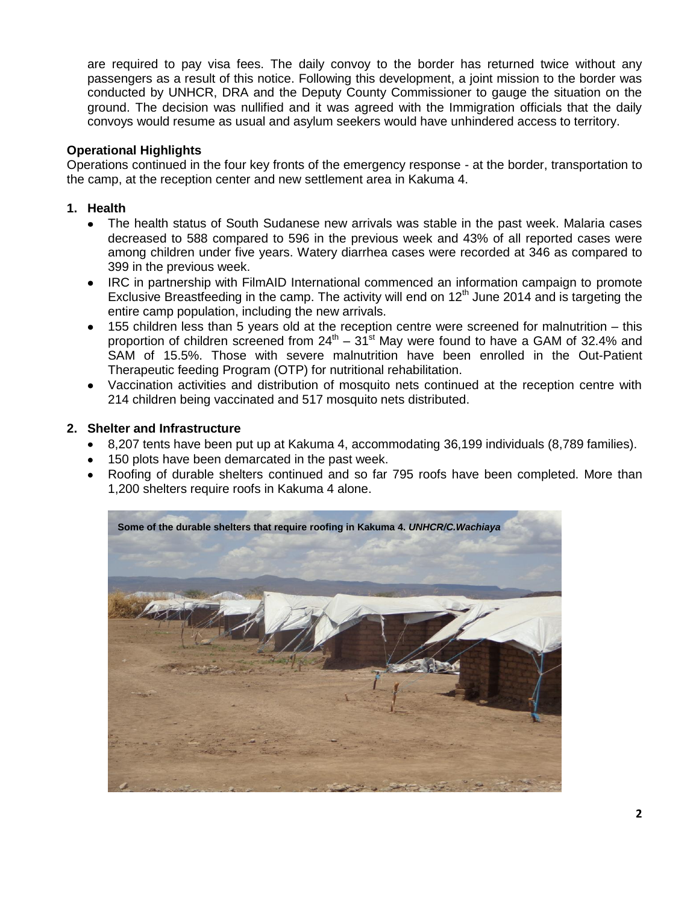are required to pay visa fees. The daily convoy to the border has returned twice without any passengers as a result of this notice. Following this development, a joint mission to the border was conducted by UNHCR, DRA and the Deputy County Commissioner to gauge the situation on the ground. The decision was nullified and it was agreed with the Immigration officials that the daily convoys would resume as usual and asylum seekers would have unhindered access to territory.

**Operational Highlights**

Operations continued in the four key fronts of the emergency response - at the border, transportation to the camp, at the reception center and new settlement area in Kakuma 4.

**1. Health**

- The health status of South Sudanese new arrivals was stable in the past week. Malaria cases decreased to 588 compared to 596 in the previous week and 43% of all reported cases were among children under five years. Watery diarrhea cases were recorded at 346 as compared to 399 in the previous week.
- IRC in partnership with FilmAID International commenced an information campaign to promote Exclusive Breastfeeding in the camp. The activity will end on 12th June 2014 and is targeting the entire camp population, including the new arrivals.
- 155 children less than 5 years old at the reception centre were screened for malnutrition – this proportion of children screened from 24th – 31st May were found to have a GAM of 32.4% and SAM of 15.5%. Those with severe malnutrition have been enrolled in the Out-Patient Therapeutic feeding Program (OTP) for nutritional rehabilitation.
- Vaccination activities and distribution of mosquito nets continued at the reception centre with 214 children being vaccinated and 517 mosquito nets distributed.

**2. Shelter and Infrastructure**

- 8,207 tents have been put up at Kakuma 4, accommodating 36,199 individuals (8,789 families).
- 150 plots have been demarcated in the past week.
- Roofing of durable shelters continued and so far 795 roofs have been completed. More than 1,200 shelters require roofs in Kakuma 4 alone.

**Some of the durable shelters that require roofing in Kakuma 4. *UNHCR/C.Wachiaya***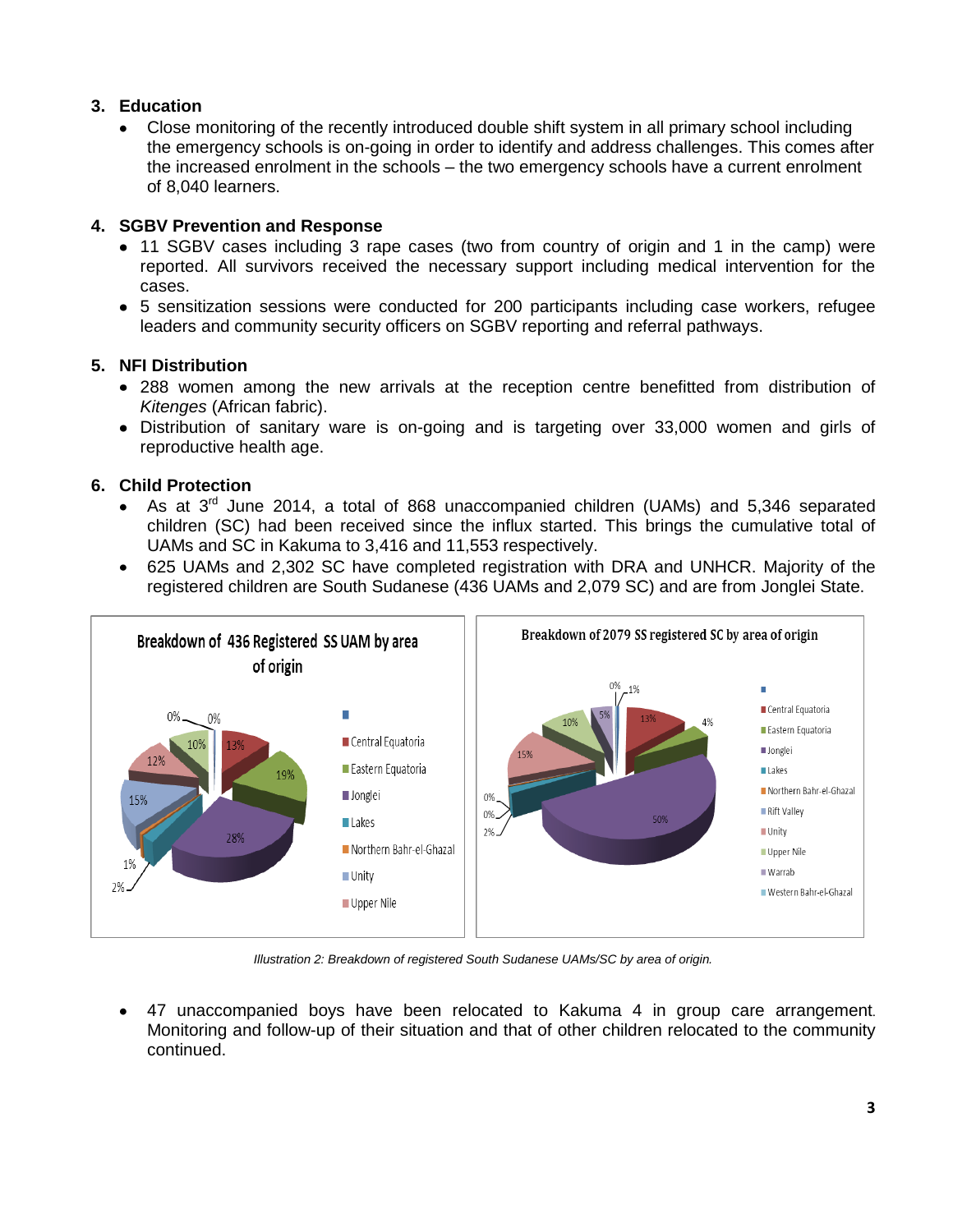## 3. Education

- Close monitoring of the recently introduced double shift system in all primary school including the emergency schools is on-going in order to identify and address challenges. This comes after the increased enrolment in the schools – the two emergency schools have a current enrolment of 8,040 learners.

## 4. SGBV Prevention and Response

- 11 SGBV cases including 3 rape cases (two from country of origin and 1 in the camp) were reported. All survivors received the necessary support including medical intervention for the cases.
- 5 sensitization sessions were conducted for 200 participants including case workers, refugee leaders and community security officers on SGBV reporting and referral pathways.

## 5. NFI Distribution

- 288 women among the new arrivals at the reception centre benefitted from distribution of *Kitenges* (African fabric).
- Distribution of sanitary ware is on-going and is targeting over 33,000 women and girls of reproductive health age.

## 6. Child Protection

- As at 3rd June 2014, a total of 868 unaccompanied children (UAMs) and 5,346 separated children (SC) had been received since the influx started. This brings the cumulative total of UAMs and SC in Kakuma to 3,416 and 11,553 respectively.
- 625 UAMs and 2,302 SC have completed registration with DRA and UNHCR. Majority of the registered children are South Sudanese (436 UAMs and 2,079 SC) and are from Jonglei State.

*Illustration 2: Breakdown of registered South Sudanese UAMs/SC by area of origin.*

- 47 unaccompanied boys have been relocated to Kakuma 4 in group care arrangement. Monitoring and follow-up of their situation and that of other children relocated to the community continued.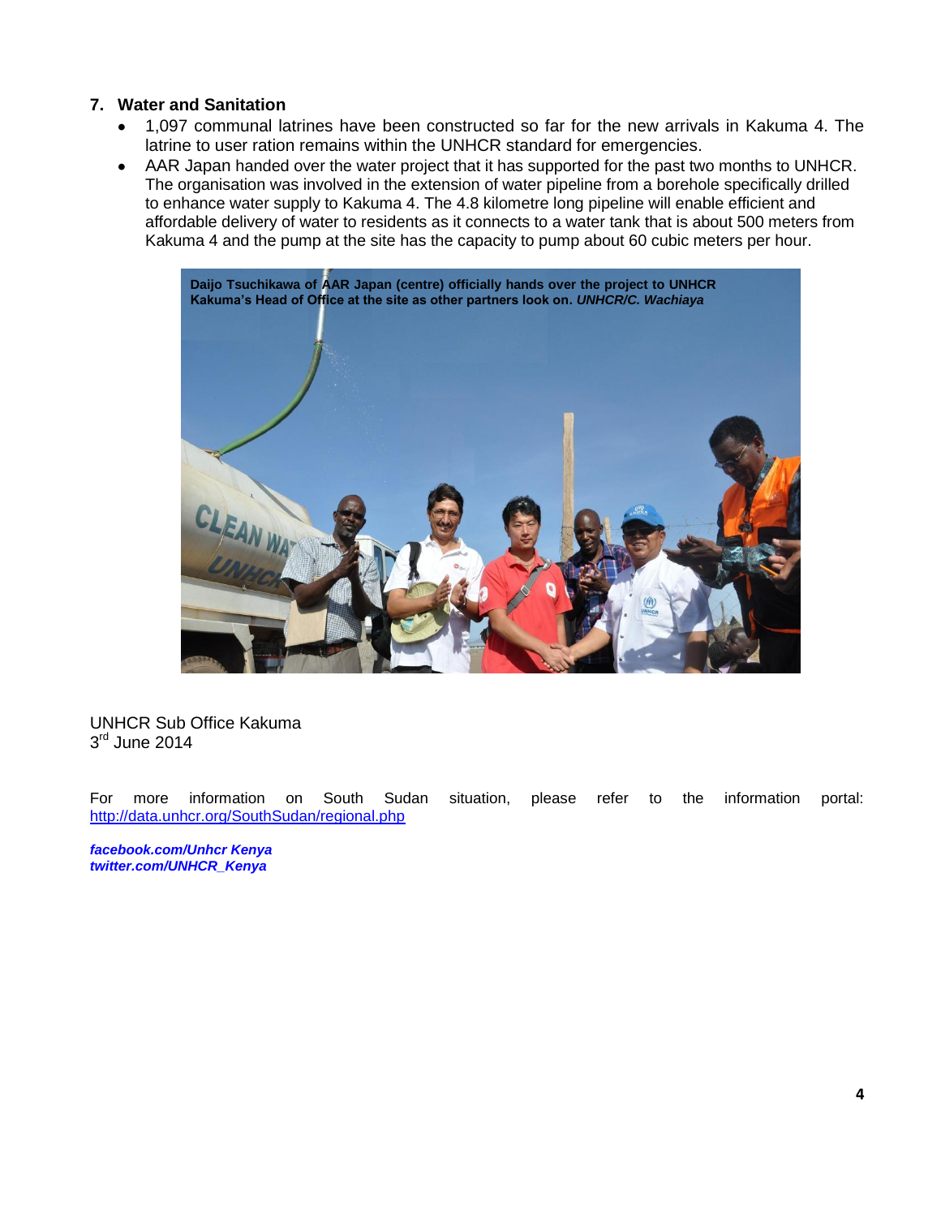## 7. Water and Sanitation

- 1,097 communal latrines have been constructed so far for the new arrivals in Kakuma 4. The latrine to user ration remains within the UNHCR standard for emergencies.
- AAR Japan handed over the water project that it has supported for the past two months to UNHCR. The organisation was involved in the extension of water pipeline from a borehole specifically drilled to enhance water supply to Kakuma 4. The 4.8 kilometre long pipeline will enable efficient and affordable delivery of water to residents as it connects to a water tank that is about 500 meters from Kakuma 4 and the pump at the site has the capacity to pump about 60 cubic meters per hour.

**Daijo Tsuchikawa of AAR Japan (centre) officially hands over the project to UNHCR Kakuma's Head of Office at the site as other partners look on.** ***UNHCR/C. Wachiaya***

UNHCR Sub Office Kakuma
3rd June 2014

For more information on South Sudan situation, please refer to the information portal: http://data.unhcr.org/SouthSudan/regional.php

***facebook.com/Unhcr Kenya***
***twitter.com/UNHCR_Kenya***